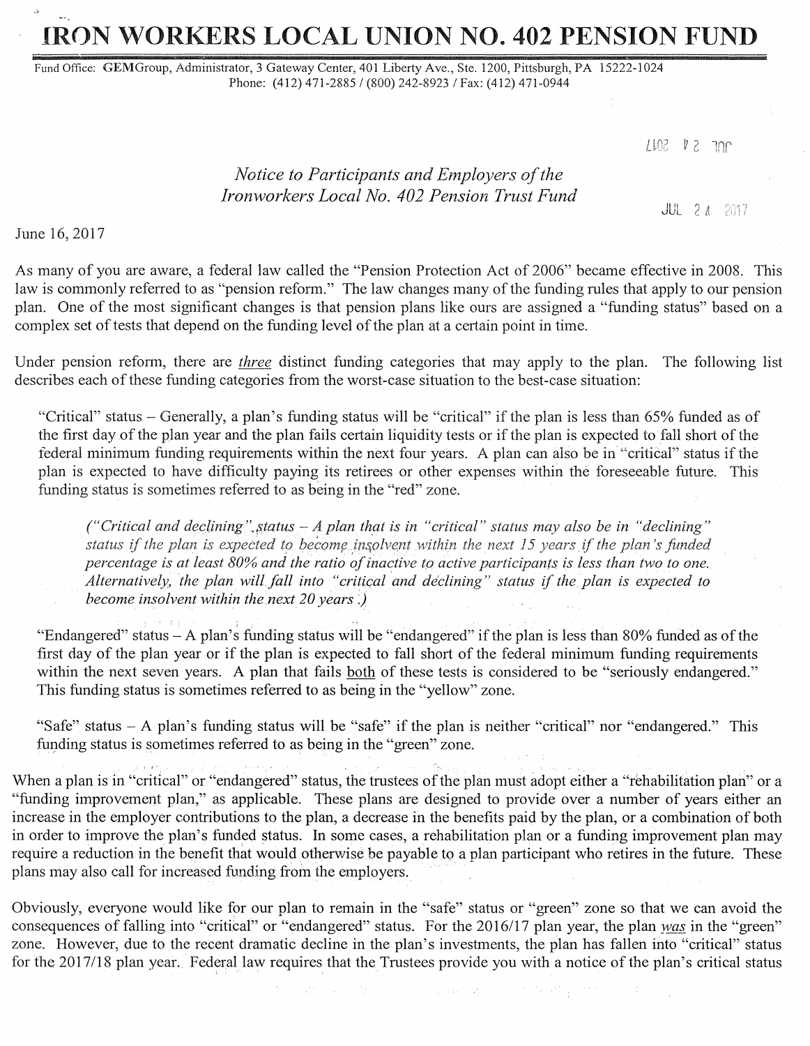# IRON WORKERS LOCAL UNION NO. 402 PENSION FUND

Fund Office: GEMGroup, Administrator, 3 Gateway Center, 401 Liberty Ave., Ste. 1200, Pittsburgh, PA 15222-1024
Phone: (412) 471-2885 / (800) 242-8923 / Fax: (412) 471-0944

JUL 24 2017

## *Notice to Participants and Employers of the Ironworkers Local No. 402 Pension Trust Fund*

JUL 24 2017

June 16, 2017

As many of you are aware, a federal law called the "Pension Protection Act of 2006" became effective in 2008. This law is commonly referred to as "pension reform." The law changes many of the funding rules that apply to our pension plan. One of the most significant changes is that pension plans like ours are assigned a "funding status" based on a complex set of tests that depend on the funding level of the plan at a certain point in time.

Under pension reform, there are ***three*** distinct funding categories that may apply to the plan. The following list describes each of these funding categories from the worst-case situation to the best-case situation:

"Critical" status – Generally, a plan's funding status will be "critical" if the plan is less than 65% funded as of the first day of the plan year and the plan fails certain liquidity tests or if the plan is expected to fall short of the federal minimum funding requirements within the next four years. A plan can also be in "critical" status if the plan is expected to have difficulty paying its retirees or other expenses within the foreseeable future. This funding status is sometimes referred to as being in the "red" zone.

> *("Critical and declining" status – A plan that is in "critical" status may also be in "declining" status if the plan is expected to become insolvent within the next 15 years if the plan's funded percentage is at least 80% and the ratio of inactive to active participants is less than two to one. Alternatively, the plan will fall into "critical and declining" status if the plan is expected to become insolvent within the next 20 years.)*

"Endangered" status – A plan's funding status will be "endangered" if the plan is less than 80% funded as of the first day of the plan year or if the plan is expected to fall short of the federal minimum funding requirements within the next seven years. A plan that fails <u>both</u> of these tests is considered to be "seriously endangered." This funding status is sometimes referred to as being in the "yellow" zone.

"Safe" status – A plan's funding status will be "safe" if the plan is neither "critical" nor "endangered." This funding status is sometimes referred to as being in the "green" zone.

When a plan is in "critical" or "endangered" status, the trustees of the plan must adopt either a "rehabilitation plan" or a "funding improvement plan," as applicable. These plans are designed to provide over a number of years either an increase in the employer contributions to the plan, a decrease in the benefits paid by the plan, or a combination of both in order to improve the plan's funded status. In some cases, a rehabilitation plan or a funding improvement plan may require a reduction in the benefit that would otherwise be payable to a plan participant who retires in the future. These plans may also call for increased funding from the employers.

Obviously, everyone would like for our plan to remain in the "safe" status or "green" zone so that we can avoid the consequences of falling into "critical" or "endangered" status. For the 2016/17 plan year, the plan ***was*** in the "green" zone. However, due to the recent dramatic decline in the plan's investments, the plan has fallen into "critical" status for the 2017/18 plan year. Federal law requires that the Trustees provide you with a notice of the plan's critical status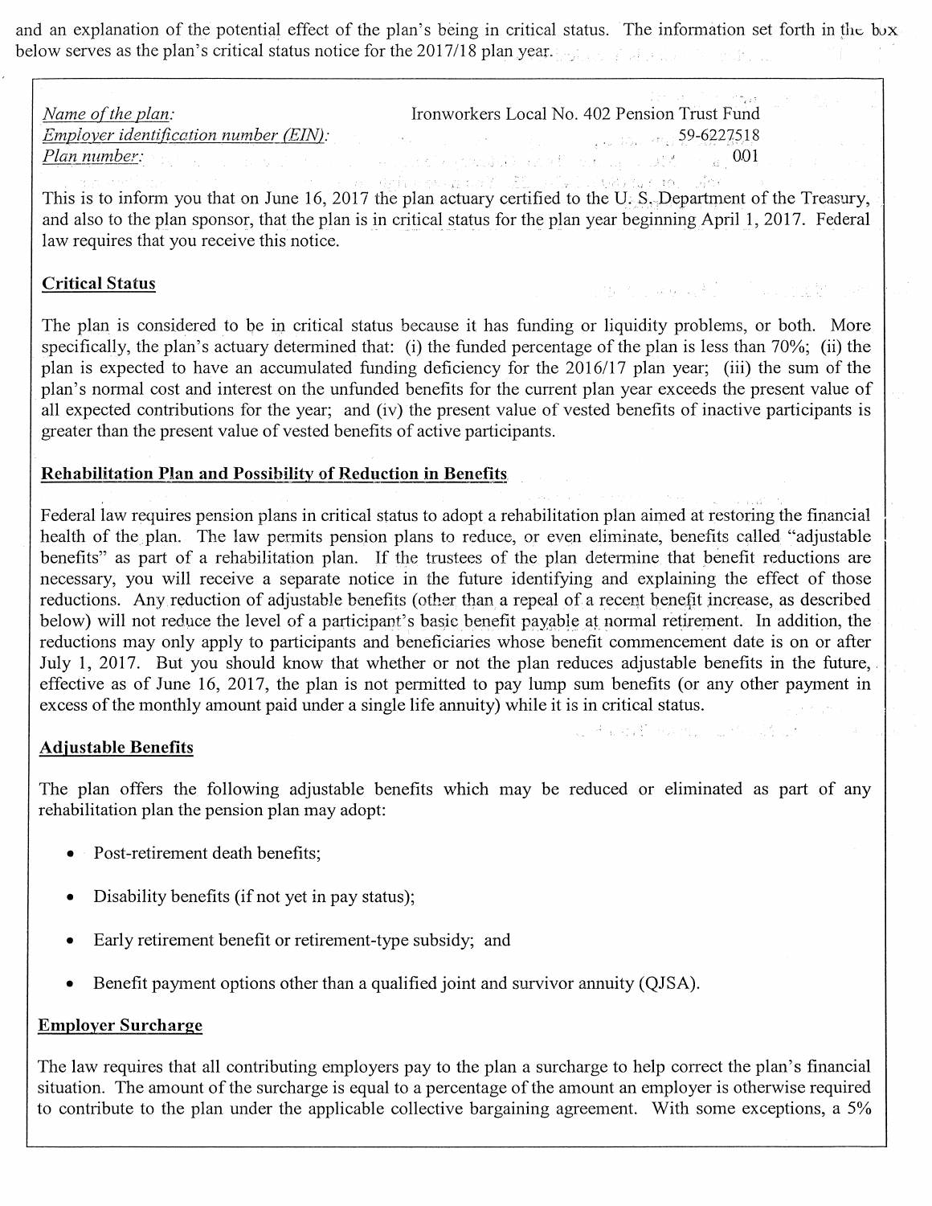and an explanation of the potential effect of the plan's being in critical status. The information set forth in the box below serves as the plan's critical status notice for the 2017/18 plan year.

*Name of the plan:* Ironworkers Local No. 402 Pension Trust Fund
*Employer identification number (EIN):* 59-6227518
*Plan number:* 001

This is to inform you that on June 16, 2017 the plan actuary certified to the U. S. Department of the Treasury, and also to the plan sponsor, that the plan is in critical status for the plan year beginning April 1, 2017. Federal law requires that you receive this notice.

**Critical Status**

The plan is considered to be in critical status because it has funding or liquidity problems, or both. More specifically, the plan's actuary determined that: (i) the funded percentage of the plan is less than 70%; (ii) the plan is expected to have an accumulated funding deficiency for the 2016/17 plan year; (iii) the sum of the plan's normal cost and interest on the unfunded benefits for the current plan year exceeds the present value of all expected contributions for the year; and (iv) the present value of vested benefits of inactive participants is greater than the present value of vested benefits of active participants.

**Rehabilitation Plan and Possibility of Reduction in Benefits**

Federal law requires pension plans in critical status to adopt a rehabilitation plan aimed at restoring the financial health of the plan. The law permits pension plans to reduce, or even eliminate, benefits called "adjustable benefits" as part of a rehabilitation plan. If the trustees of the plan determine that benefit reductions are necessary, you will receive a separate notice in the future identifying and explaining the effect of those reductions. Any reduction of adjustable benefits (other than a repeal of a recent benefit increase, as described below) will not reduce the level of a participant's basic benefit payable at normal retirement. In addition, the reductions may only apply to participants and beneficiaries whose benefit commencement date is on or after July 1, 2017. But you should know that whether or not the plan reduces adjustable benefits in the future, effective as of June 16, 2017, the plan is not permitted to pay lump sum benefits (or any other payment in excess of the monthly amount paid under a single life annuity) while it is in critical status.

**Adjustable Benefits**

The plan offers the following adjustable benefits which may be reduced or eliminated as part of any rehabilitation plan the pension plan may adopt:

- Post-retirement death benefits;
- Disability benefits (if not yet in pay status);
- Early retirement benefit or retirement-type subsidy; and
- Benefit payment options other than a qualified joint and survivor annuity (QJSA).

**Employer Surcharge**

The law requires that all contributing employers pay to the plan a surcharge to help correct the plan's financial situation. The amount of the surcharge is equal to a percentage of the amount an employer is otherwise required to contribute to the plan under the applicable collective bargaining agreement. With some exceptions, a 5%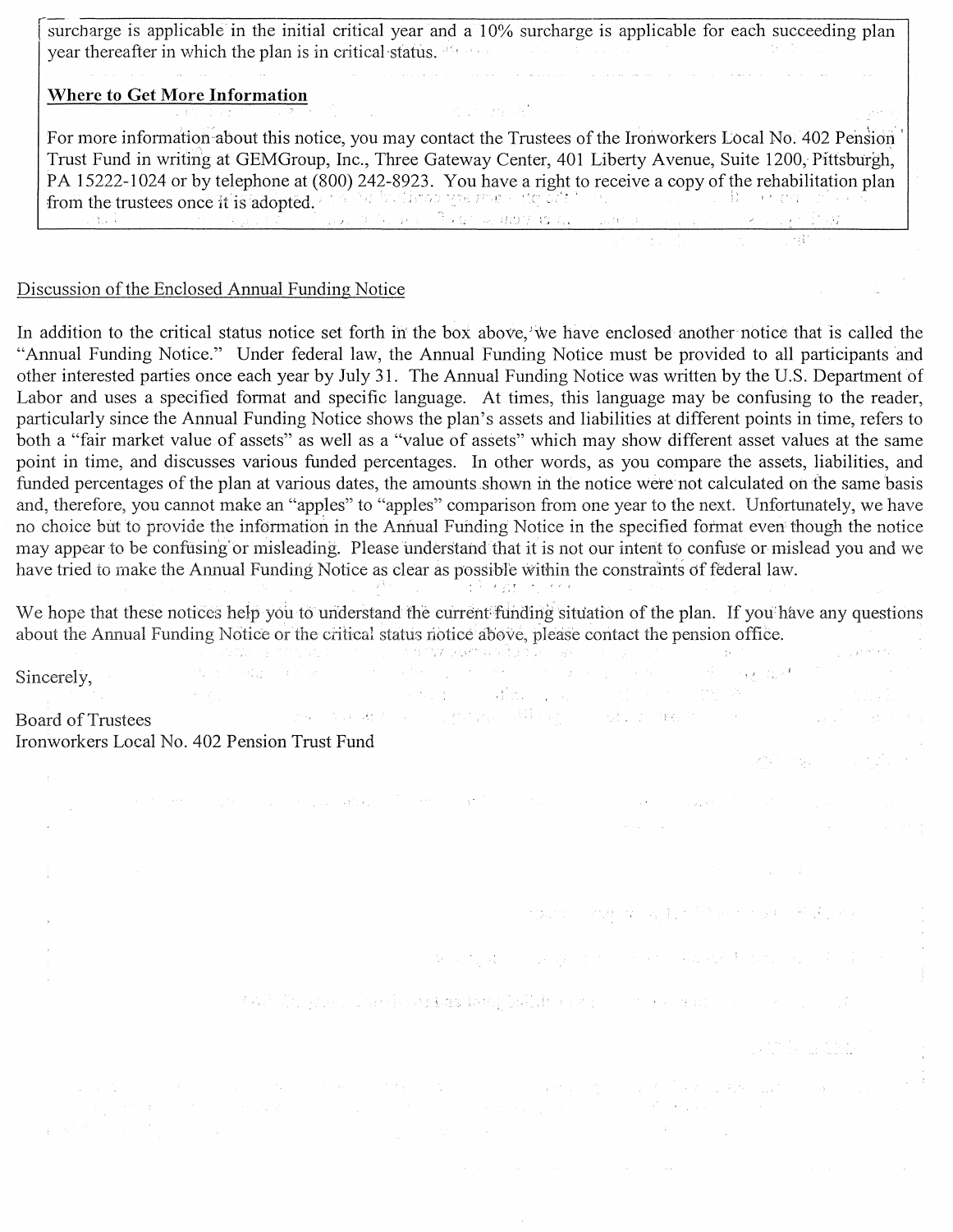surcharge is applicable in the initial critical year and a 10% surcharge is applicable for each succeeding plan year thereafter in which the plan is in critical status.

**Where to Get More Information**

For more information about this notice, you may contact the Trustees of the Ironworkers Local No. 402 Pension Trust Fund in writing at GEMGroup, Inc., Three Gateway Center, 401 Liberty Avenue, Suite 1200, Pittsburgh, PA 15222-1024 or by telephone at (800) 242-8923. You have a right to receive a copy of the rehabilitation plan from the trustees once it is adopted.

Discussion of the Enclosed Annual Funding Notice

In addition to the critical status notice set forth in the box above, we have enclosed another notice that is called the "Annual Funding Notice." Under federal law, the Annual Funding Notice must be provided to all participants and other interested parties once each year by July 31. The Annual Funding Notice was written by the U.S. Department of Labor and uses a specified format and specific language. At times, this language may be confusing to the reader, particularly since the Annual Funding Notice shows the plan's assets and liabilities at different points in time, refers to both a "fair market value of assets" as well as a "value of assets" which may show different asset values at the same point in time, and discusses various funded percentages. In other words, as you compare the assets, liabilities, and funded percentages of the plan at various dates, the amounts shown in the notice were not calculated on the same basis and, therefore, you cannot make an "apples" to "apples" comparison from one year to the next. Unfortunately, we have no choice but to provide the information in the Annual Funding Notice in the specified format even though the notice may appear to be confusing or misleading. Please understand that it is not our intent to confuse or mislead you and we have tried to make the Annual Funding Notice as clear as possible within the constraints of federal law.

We hope that these notices help you to understand the current funding situation of the plan. If you have any questions about the Annual Funding Notice or the critical status notice above, please contact the pension office.

Sincerely,

Board of Trustees
Ironworkers Local No. 402 Pension Trust Fund